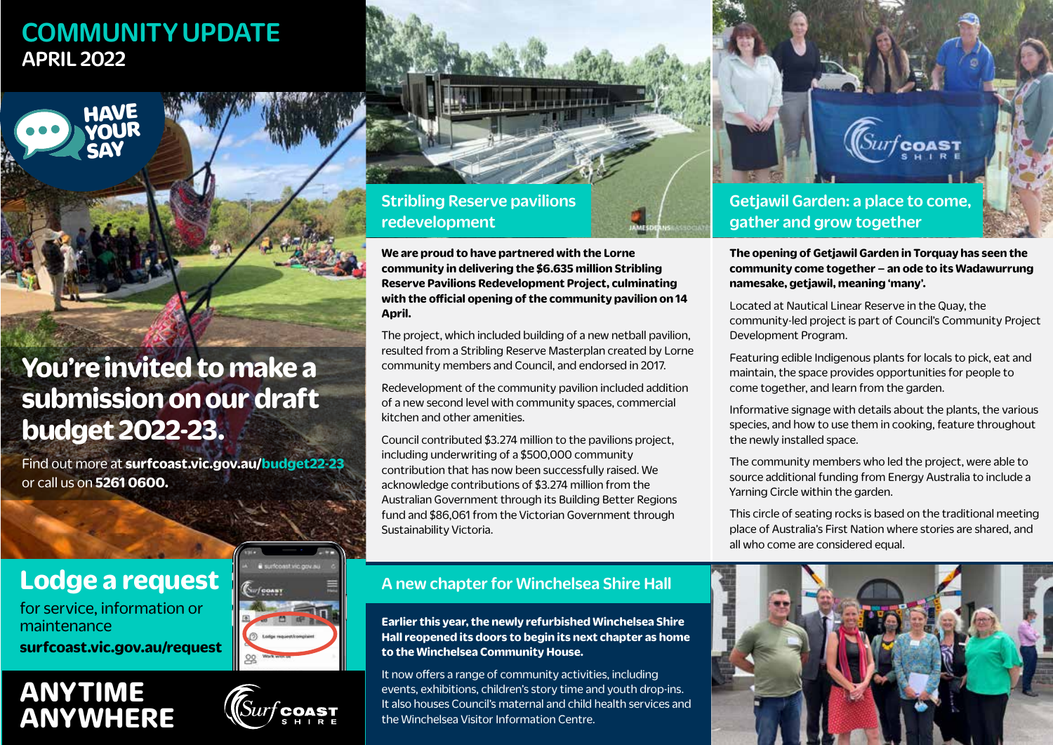# COMMUNITY UPDATE
## APRIL 2022

HAVE YOUR SAY

## You're invited to make a submission on our draft budget 2022-23.

Find out more at **surfcoast.vic.gov.au/budget22-23** or call us on **5261 0600.**

## Lodge a request

for service, information or maintenance

**surfcoast.vic.gov.au/request**

**ANYTIME ANYWHERE**

## Stribling Reserve pavilions redevelopment

**We are proud to have partnered with the Lorne community in delivering the $6.635 million Stribling Reserve Pavilions Redevelopment Project, culminating with the official opening of the community pavilion on 14 April.**

The project, which included building of a new netball pavilion, resulted from a Stribling Reserve Masterplan created by Lorne community members and Council, and endorsed in 2017.

Redevelopment of the community pavilion included addition of a new second level with community spaces, commercial kitchen and other amenities.

Council contributed $3.274 million to the pavilions project, including underwriting of a $500,000 community contribution that has now been successfully raised. We acknowledge contributions of $3.274 million from the Australian Government through its Building Better Regions fund and $86,061 from the Victorian Government through Sustainability Victoria.

## Getjawil Garden: a place to come, gather and grow together

**The opening of Getjawil Garden in Torquay has seen the community come together – an ode to its Wadawurrung namesake, getjawil, meaning 'many'.**

Located at Nautical Linear Reserve in the Quay, the community-led project is part of Council's Community Project Development Program.

Featuring edible Indigenous plants for locals to pick, eat and maintain, the space provides opportunities for people to come together, and learn from the garden.

Informative signage with details about the plants, the various species, and how to use them in cooking, feature throughout the newly installed space.

The community members who led the project, were able to source additional funding from Energy Australia to include a Yarning Circle within the garden.

This circle of seating rocks is based on the traditional meeting place of Australia's First Nation where stories are shared, and all who come are considered equal.

## A new chapter for Winchelsea Shire Hall

**Earlier this year, the newly refurbished Winchelsea Shire Hall reopened its doors to begin its next chapter as home to the Winchelsea Community House.**

It now offers a range of community activities, including events, exhibitions, children's story time and youth drop-ins. It also houses Council's maternal and child health services and the Winchelsea Visitor Information Centre.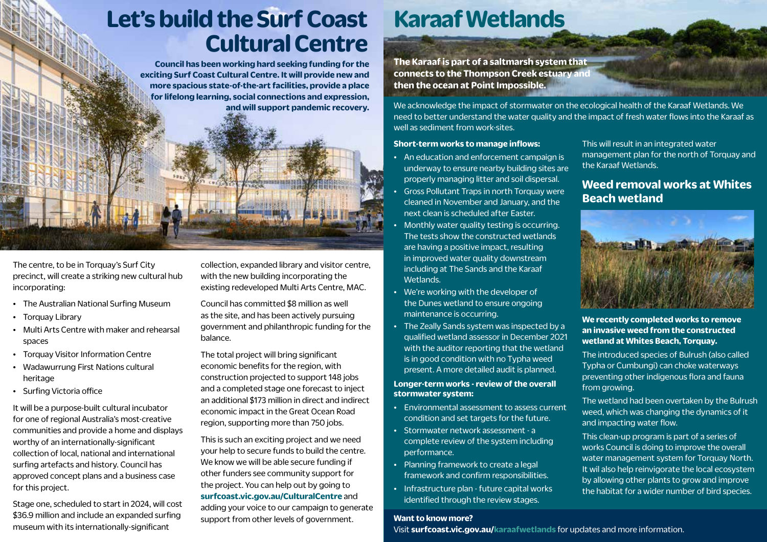# Let's build the Surf Coast Cultural Centre

**Council has been working hard seeking funding for the exciting Surf Coast Cultural Centre. It will provide new and more spacious state-of-the-art facilities, provide a place for lifelong learning, social connections and expression, and will support pandemic recovery.**

The centre, to be in Torquay's Surf City precinct, will create a striking new cultural hub incorporating:

- The Australian National Surfing Museum
- Torquay Library
- Multi Arts Centre with maker and rehearsal spaces
- Torquay Visitor Information Centre
- Wadawurrung First Nations cultural heritage
- Surfing Victoria office

It will be a purpose-built cultural incubator for one of regional Australia's most-creative communities and provide a home and displays worthy of an internationally-significant collection of local, national and international surfing artefacts and history. Council has approved concept plans and a business case for this project.

Stage one, scheduled to start in 2024, will cost $36.9 million and include an expanded surfing museum with its internationally-significant collection, expanded library and visitor centre, with the new building incorporating the existing redeveloped Multi Arts Centre, MAC.

Council has committed $8 million as well as the site, and has been actively pursuing government and philanthropic funding for the balance.

The total project will bring significant economic benefits for the region, with construction projected to support 148 jobs and a completed stage one forecast to inject an additional $173 million in direct and indirect economic impact in the Great Ocean Road region, supporting more than 750 jobs.

This is such an exciting project and we need your help to secure funds to build the centre. We know we will be able secure funding if other funders see community support for the project. You can help out by going to **surfcoast.vic.gov.au/CulturalCentre** and adding your voice to our campaign to generate support from other levels of government.

# Karaaf Wetlands

**The Karaaf is part of a saltmarsh system that connects to the Thompson Creek estuary and then the ocean at Point Impossible.**

We acknowledge the impact of stormwater on the ecological health of the Karaaf Wetlands. We need to better understand the water quality and the impact of fresh water flows into the Karaaf as well as sediment from work-sites.

**Short-term works to manage inflows:**

- An education and enforcement campaign is underway to ensure nearby building sites are properly managing litter and soil dispersal.
- Gross Pollutant Traps in north Torquay were cleaned in November and January, and the next clean is scheduled after Easter.
- Monthly water quality testing is occurring. The tests show the constructed wetlands are having a positive impact, resulting in improved water quality downstream including at The Sands and the Karaaf Wetlands.
- We're working with the developer of the Dunes wetland to ensure ongoing maintenance is occurring.
- The Zeally Sands system was inspected by a qualified wetland assessor in December 2021 with the auditor reporting that the wetland is in good condition with no Typha weed present. A more detailed audit is planned.

**Longer-term works - review of the overall stormwater system:**

- Environmental assessment to assess current condition and set targets for the future.
- Stormwater network assessment - a complete review of the system including performance.
- Planning framework to create a legal framework and confirm responsibilities.
- Infrastructure plan - future capital works identified through the review stages.

This will result in an integrated water management plan for the north of Torquay and the Karaaf Wetlands.

## Weed removal works at Whites Beach wetland

**We recently completed works to remove an invasive weed from the constructed wetland at Whites Beach, Torquay.**

The introduced species of Bulrush (also called Typha or Cumbungi) can choke waterways preventing other indigenous flora and fauna from growing.

The wetland had been overtaken by the Bulrush weed, which was changing the dynamics of it and impacting water flow.

This clean-up program is part of a series of works Council is doing to improve the overall water management system for Torquay North. It wil also help reinvigorate the local ecosystem by allowing other plants to grow and improve the habitat for a wider number of bird species.

**Want to know more?**
Visit **surfcoast.vic.gov.au/karaafwetlands** for updates and more information.